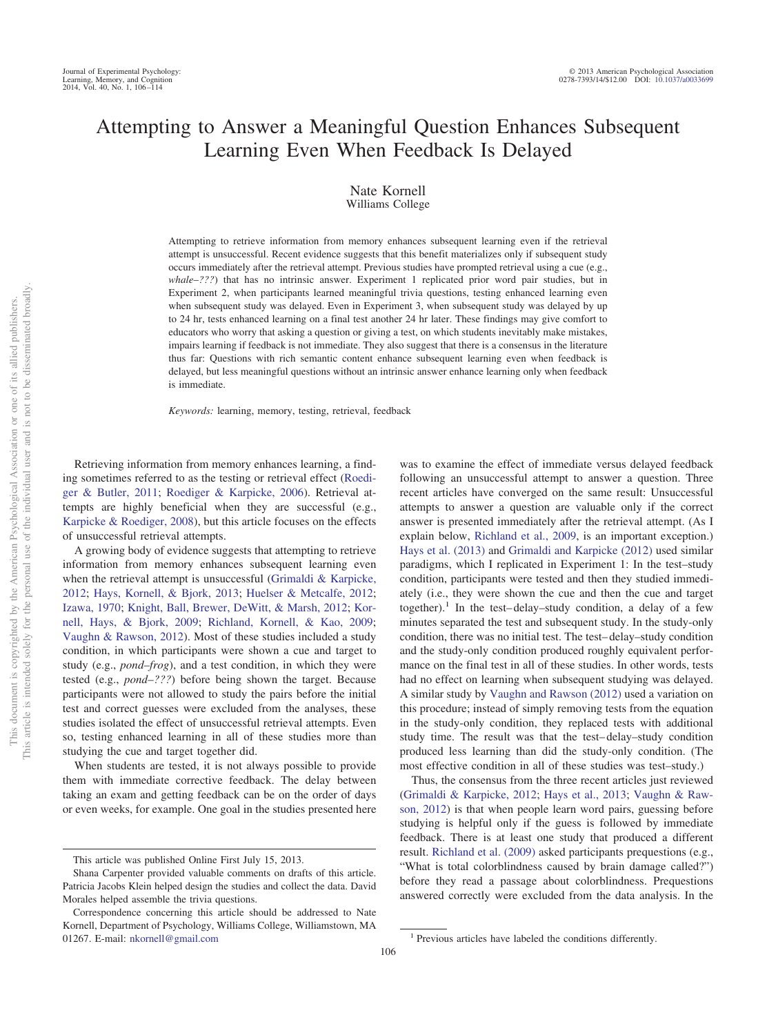# Attempting to Answer a Meaningful Question Enhances Subsequent Learning Even When Feedback Is Delayed

Nate Kornell
Williams College

Attempting to retrieve information from memory enhances subsequent learning even if the retrieval attempt is unsuccessful. Recent evidence suggests that this benefit materializes only if subsequent study occurs immediately after the retrieval attempt. Previous studies have prompted retrieval using a cue (e.g., *whale–???*) that has no intrinsic answer. Experiment 1 replicated prior word pair studies, but in Experiment 2, when participants learned meaningful trivia questions, testing enhanced learning even when subsequent study was delayed. Even in Experiment 3, when subsequent study was delayed by up to 24 hr, tests enhanced learning on a final test another 24 hr later. These findings may give comfort to educators who worry that asking a question or giving a test, on which students inevitably make mistakes, impairs learning if feedback is not immediate. They also suggest that there is a consensus in the literature thus far: Questions with rich semantic content enhance subsequent learning even when feedback is delayed, but less meaningful questions without an intrinsic answer enhance learning only when feedback is immediate.

*Keywords:* learning, memory, testing, retrieval, feedback

Retrieving information from memory enhances learning, a finding sometimes referred to as the testing or retrieval effect (Roediger & Butler, 2011; Roediger & Karpicke, 2006). Retrieval attempts are highly beneficial when they are successful (e.g., Karpicke & Roediger, 2008), but this article focuses on the effects of unsuccessful retrieval attempts.

A growing body of evidence suggests that attempting to retrieve information from memory enhances subsequent learning even when the retrieval attempt is unsuccessful (Grimaldi & Karpicke, 2012; Hays, Kornell, & Bjork, 2013; Huelser & Metcalfe, 2012; Izawa, 1970; Knight, Ball, Brewer, DeWitt, & Marsh, 2012; Kornell, Hays, & Bjork, 2009; Richland, Kornell, & Kao, 2009; Vaughn & Rawson, 2012). Most of these studies included a study condition, in which participants were shown a cue and target to study (e.g., *pond–frog*), and a test condition, in which they were tested (e.g., *pond–???*) before being shown the target. Because participants were not allowed to study the pairs before the initial test and correct guesses were excluded from the analyses, these studies isolated the effect of unsuccessful retrieval attempts. Even so, testing enhanced learning in all of these studies more than studying the cue and target together did.

When students are tested, it is not always possible to provide them with immediate corrective feedback. The delay between taking an exam and getting feedback can be on the order of days or even weeks, for example. One goal in the studies presented here was to examine the effect of immediate versus delayed feedback following an unsuccessful attempt to answer a question. Three recent articles have converged on the same result: Unsuccessful attempts to answer a question are valuable only if the correct answer is presented immediately after the retrieval attempt. (As I explain below, Richland et al., 2009, is an important exception.) Hays et al. (2013) and Grimaldi and Karpicke (2012) used similar paradigms, which I replicated in Experiment 1: In the test–study condition, participants were tested and then they studied immediately (i.e., they were shown the cue and then the cue and target together).[1] In the test–delay–study condition, a delay of a few minutes separated the test and subsequent study. In the study-only condition, there was no initial test. The test–delay–study condition and the study-only condition produced roughly equivalent performance on the final test in all of these studies. In other words, tests had no effect on learning when subsequent studying was delayed. A similar study by Vaughn and Rawson (2012) used a variation on this procedure; instead of simply removing tests from the equation in the study-only condition, they replaced tests with additional study time. The result was that the test–delay–study condition produced less learning than did the study-only condition. (The most effective condition in all of these studies was test–study.)

Thus, the consensus from the three recent articles just reviewed (Grimaldi & Karpicke, 2012; Hays et al., 2013; Vaughn & Rawson, 2012) is that when people learn word pairs, guessing before studying is helpful only if the guess is followed by immediate feedback. There is at least one study that produced a different result. Richland et al. (2009) asked participants prequestions (e.g., "What is total colorblindness caused by brain damage called?") before they read a passage about colorblindness. Prequestions answered correctly were excluded from the data analysis. In the

---

This article was published Online First July 15, 2013.

Shana Carpenter provided valuable comments on drafts of this article. Patricia Jacobs Klein helped design the studies and collect the data. David Morales helped assemble the trivia questions.

Correspondence concerning this article should be addressed to Nate Kornell, Department of Psychology, Williams College, Williamstown, MA 01267. E-mail: nkornell@gmail.com

[1] Previous articles have labeled the conditions differently.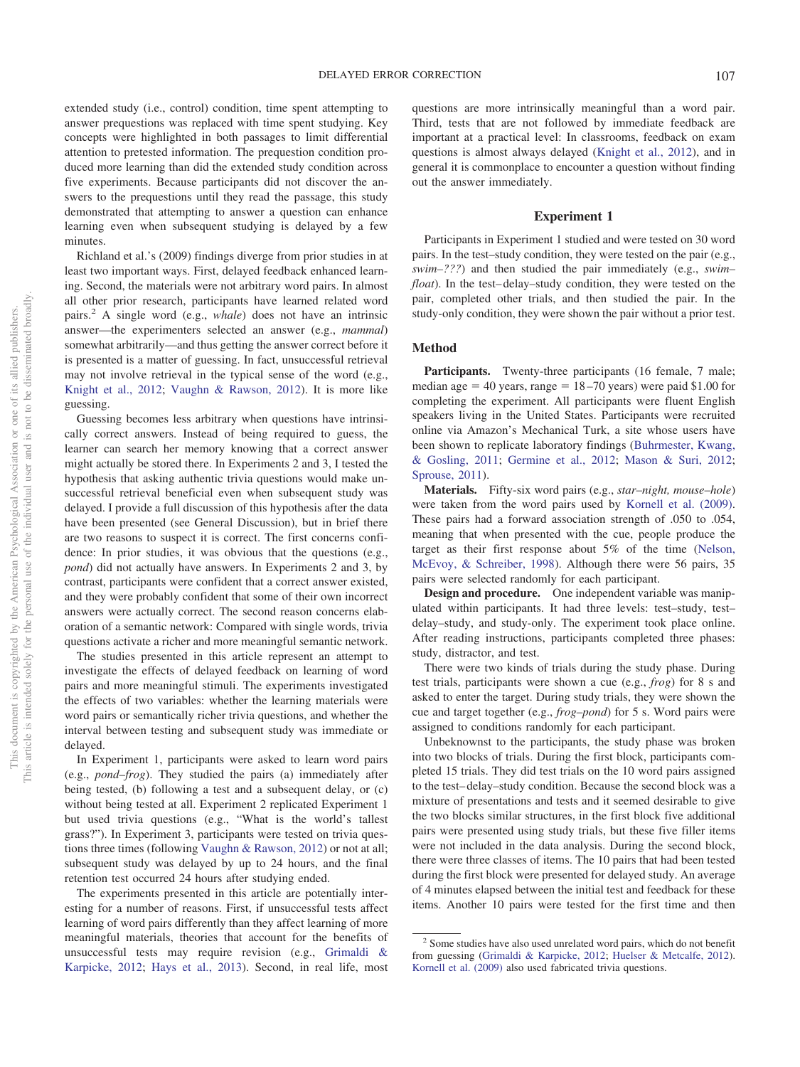extended study (i.e., control) condition, time spent attempting to answer prequestions was replaced with time spent studying. Key concepts were highlighted in both passages to limit differential attention to pretested information. The prequestion condition produced more learning than did the extended study condition across five experiments. Because participants did not discover the answers to the prequestions until they read the passage, this study demonstrated that attempting to answer a question can enhance learning even when subsequent studying is delayed by a few minutes.

Richland et al.'s (2009) findings diverge from prior studies in at least two important ways. First, delayed feedback enhanced learning. Second, the materials were not arbitrary word pairs. In almost all other prior research, participants have learned related word pairs.[2] A single word (e.g., *whale*) does not have an intrinsic answer—the experimenters selected an answer (e.g., *mammal*) somewhat arbitrarily—and thus getting the answer correct before it is presented is a matter of guessing. In fact, unsuccessful retrieval may not involve retrieval in the typical sense of the word (e.g., Knight et al., 2012; Vaughn & Rawson, 2012). It is more like guessing.

Guessing becomes less arbitrary when questions have intrinsically correct answers. Instead of being required to guess, the learner can search her memory knowing that a correct answer might actually be stored there. In Experiments 2 and 3, I tested the hypothesis that asking authentic trivia questions would make unsuccessful retrieval beneficial even when subsequent study was delayed. I provide a full discussion of this hypothesis after the data have been presented (see General Discussion), but in brief there are two reasons to suspect it is correct. The first concerns confidence: In prior studies, it was obvious that the questions (e.g., *pond*) did not actually have answers. In Experiments 2 and 3, by contrast, participants were confident that a correct answer existed, and they were probably confident that some of their own incorrect answers were actually correct. The second reason concerns elaboration of a semantic network: Compared with single words, trivia questions activate a richer and more meaningful semantic network.

The studies presented in this article represent an attempt to investigate the effects of delayed feedback on learning of word pairs and more meaningful stimuli. The experiments investigated the effects of two variables: whether the learning materials were word pairs or semantically richer trivia questions, and whether the interval between testing and subsequent study was immediate or delayed.

In Experiment 1, participants were asked to learn word pairs (e.g., *pond–frog*). They studied the pairs (a) immediately after being tested, (b) following a test and a subsequent delay, or (c) without being tested at all. Experiment 2 replicated Experiment 1 but used trivia questions (e.g., "What is the world's tallest grass?"). In Experiment 3, participants were tested on trivia questions three times (following Vaughn & Rawson, 2012) or not at all; subsequent study was delayed by up to 24 hours, and the final retention test occurred 24 hours after studying ended.

The experiments presented in this article are potentially interesting for a number of reasons. First, if unsuccessful tests affect learning of word pairs differently than they affect learning of more meaningful materials, theories that account for the benefits of unsuccessful tests may require revision (e.g., Grimaldi & Karpicke, 2012; Hays et al., 2013). Second, in real life, most questions are more intrinsically meaningful than a word pair. Third, tests that are not followed by immediate feedback are important at a practical level: In classrooms, feedback on exam questions is almost always delayed (Knight et al., 2012), and in general it is commonplace to encounter a question without finding out the answer immediately.

## Experiment 1

Participants in Experiment 1 studied and were tested on 30 word pairs. In the test–study condition, they were tested on the pair (e.g., *swim–???*) and then studied the pair immediately (e.g., *swim–float*). In the test–delay–study condition, they were tested on the pair, completed other trials, and then studied the pair. In the study-only condition, they were shown the pair without a prior test.

### Method

**Participants.** Twenty-three participants (16 female, 7 male; median age = 40 years, range = 18–70 years) were paid $1.00 for completing the experiment. All participants were fluent English speakers living in the United States. Participants were recruited online via Amazon's Mechanical Turk, a site whose users have been shown to replicate laboratory findings (Buhrmester, Kwang, & Gosling, 2011; Germine et al., 2012; Mason & Suri, 2012; Sprouse, 2011).

**Materials.** Fifty-six word pairs (e.g., *star–night, mouse–hole*) were taken from the word pairs used by Kornell et al. (2009). These pairs had a forward association strength of .050 to .054, meaning that when presented with the cue, people produce the target as their first response about 5% of the time (Nelson, McEvoy, & Schreiber, 1998). Although there were 56 pairs, 35 pairs were selected randomly for each participant.

**Design and procedure.** One independent variable was manipulated within participants. It had three levels: test–study, test–delay–study, and study-only. The experiment took place online. After reading instructions, participants completed three phases: study, distractor, and test.

There were two kinds of trials during the study phase. During test trials, participants were shown a cue (e.g., *frog*) for 8 s and asked to enter the target. During study trials, they were shown the cue and target together (e.g., *frog–pond*) for 5 s. Word pairs were assigned to conditions randomly for each participant.

Unbeknownst to the participants, the study phase was broken into two blocks of trials. During the first block, participants completed 15 trials. They did test trials on the 10 word pairs assigned to the test–delay–study condition. Because the second block was a mixture of presentations and tests and it seemed desirable to give the two blocks similar structures, in the first block five additional pairs were presented using study trials, but these five filler items were not included in the data analysis. During the second block, there were three classes of items. The 10 pairs that had been tested during the first block were presented for delayed study. An average of 4 minutes elapsed between the initial test and feedback for these items. Another 10 pairs were tested for the first time and then

[2] Some studies have also used unrelated word pairs, which do not benefit from guessing (Grimaldi & Karpicke, 2012; Huelser & Metcalfe, 2012). Kornell et al. (2009) also used fabricated trivia questions.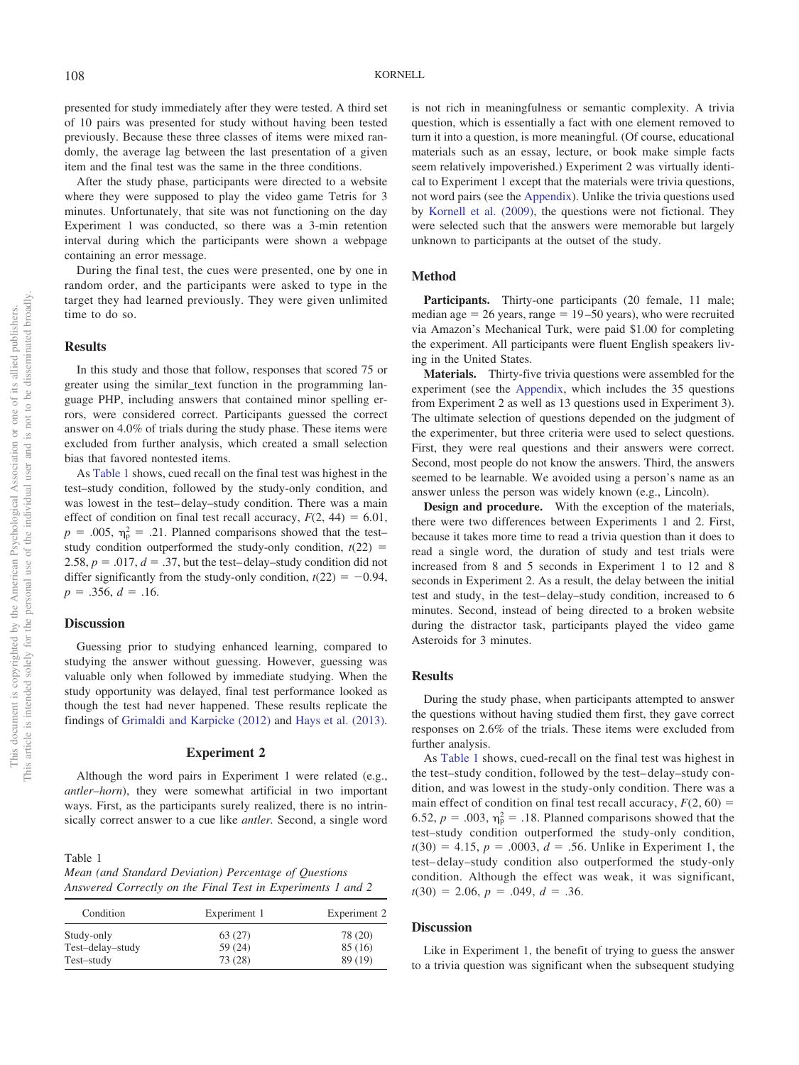presented for study immediately after they were tested. A third set of 10 pairs was presented for study without having been tested previously. Because these three classes of items were mixed randomly, the average lag between the last presentation of a given item and the final test was the same in the three conditions.

After the study phase, participants were directed to a website where they were supposed to play the video game Tetris for 3 minutes. Unfortunately, that site was not functioning on the day Experiment 1 was conducted, so there was a 3-min retention interval during which the participants were shown a webpage containing an error message.

During the final test, the cues were presented, one by one in random order, and the participants were asked to type in the target they had learned previously. They were given unlimited time to do so.

### Results

In this study and those that follow, responses that scored 75 or greater using the similar_text function in the programming language PHP, including answers that contained minor spelling errors, were considered correct. Participants guessed the correct answer on 4.0% of trials during the study phase. These items were excluded from further analysis, which created a small selection bias that favored nontested items.

As Table 1 shows, cued recall on the final test was highest in the test–study condition, followed by the study-only condition, and was lowest in the test–delay–study condition. There was a main effect of condition on final test recall accuracy, $F(2, 44) = 6.01$, $p = .005$, $\eta_p^2 = .21$. Planned comparisons showed that the test–study condition outperformed the study-only condition, $t(22) = 2.58$, $p = .017$, $d = .37$, but the test–delay–study condition did not differ significantly from the study-only condition, $t(22) = -0.94$, $p = .356$, $d = .16$.

### Discussion

Guessing prior to studying enhanced learning, compared to studying the answer without guessing. However, guessing was valuable only when followed by immediate studying. When the study opportunity was delayed, final test performance looked as though the test had never happened. These results replicate the findings of Grimaldi and Karpicke (2012) and Hays et al. (2013).

## Experiment 2

Although the word pairs in Experiment 1 were related (e.g., *antler–horn*), they were somewhat artificial in two important ways. First, as the participants surely realized, there is no intrinsically correct answer to a cue like *antler.* Second, a single word is not rich in meaningfulness or semantic complexity. A trivia question, which is essentially a fact with one element removed to turn it into a question, is more meaningful. (Of course, educational materials such as an essay, lecture, or book make simple facts seem relatively impoverished.) Experiment 2 was virtually identical to Experiment 1 except that the materials were trivia questions, not word pairs (see the Appendix). Unlike the trivia questions used by Kornell et al. (2009), the questions were not fictional. They were selected such that the answers were memorable but largely unknown to participants at the outset of the study.

Table 1
*Mean (and Standard Deviation) Percentage of Questions Answered Correctly on the Final Test in Experiments 1 and 2*

| Condition | Experiment 1 | Experiment 2 |
|---|---|---|
| Study-only | 63 (27) | 78 (20) |
| Test–delay–study | 59 (24) | 85 (16) |
| Test–study | 73 (28) | 89 (19) |

### Method

**Participants.** Thirty-one participants (20 female, 11 male; median age = 26 years, range = 19–50 years), who were recruited via Amazon's Mechanical Turk, were paid $1.00 for completing the experiment. All participants were fluent English speakers living in the United States.

**Materials.** Thirty-five trivia questions were assembled for the experiment (see the Appendix, which includes the 35 questions from Experiment 2 as well as 13 questions used in Experiment 3). The ultimate selection of questions depended on the judgment of the experimenter, but three criteria were used to select questions. First, they were real questions and their answers were correct. Second, most people do not know the answers. Third, the answers seemed to be learnable. We avoided using a person's name as an answer unless the person was widely known (e.g., Lincoln).

**Design and procedure.** With the exception of the materials, there were two differences between Experiments 1 and 2. First, because it takes more time to read a trivia question than it does to read a single word, the duration of study and test trials were increased from 8 and 5 seconds in Experiment 1 to 12 and 8 seconds in Experiment 2. As a result, the delay between the initial test and study, in the test–delay–study condition, increased to 6 minutes. Second, instead of being directed to a broken website during the distractor task, participants played the video game Asteroids for 3 minutes.

### Results

During the study phase, when participants attempted to answer the questions without having studied them first, they gave correct responses on 2.6% of the trials. These items were excluded from further analysis.

As Table 1 shows, cued-recall on the final test was highest in the test–study condition, followed by the test–delay–study condition, and was lowest in the study-only condition. There was a main effect of condition on final test recall accuracy, $F(2, 60) = 6.52$, $p = .003$, $\eta_p^2 = .18$. Planned comparisons showed that the test–study condition outperformed the study-only condition, $t(30) = 4.15$, $p = .0003$, $d = .56$. Unlike in Experiment 1, the test–delay–study condition also outperformed the study-only condition. Although the effect was weak, it was significant, $t(30) = 2.06$, $p = .049$, $d = .36$.

### Discussion

Like in Experiment 1, the benefit of trying to guess the answer to a trivia question was significant when the subsequent studying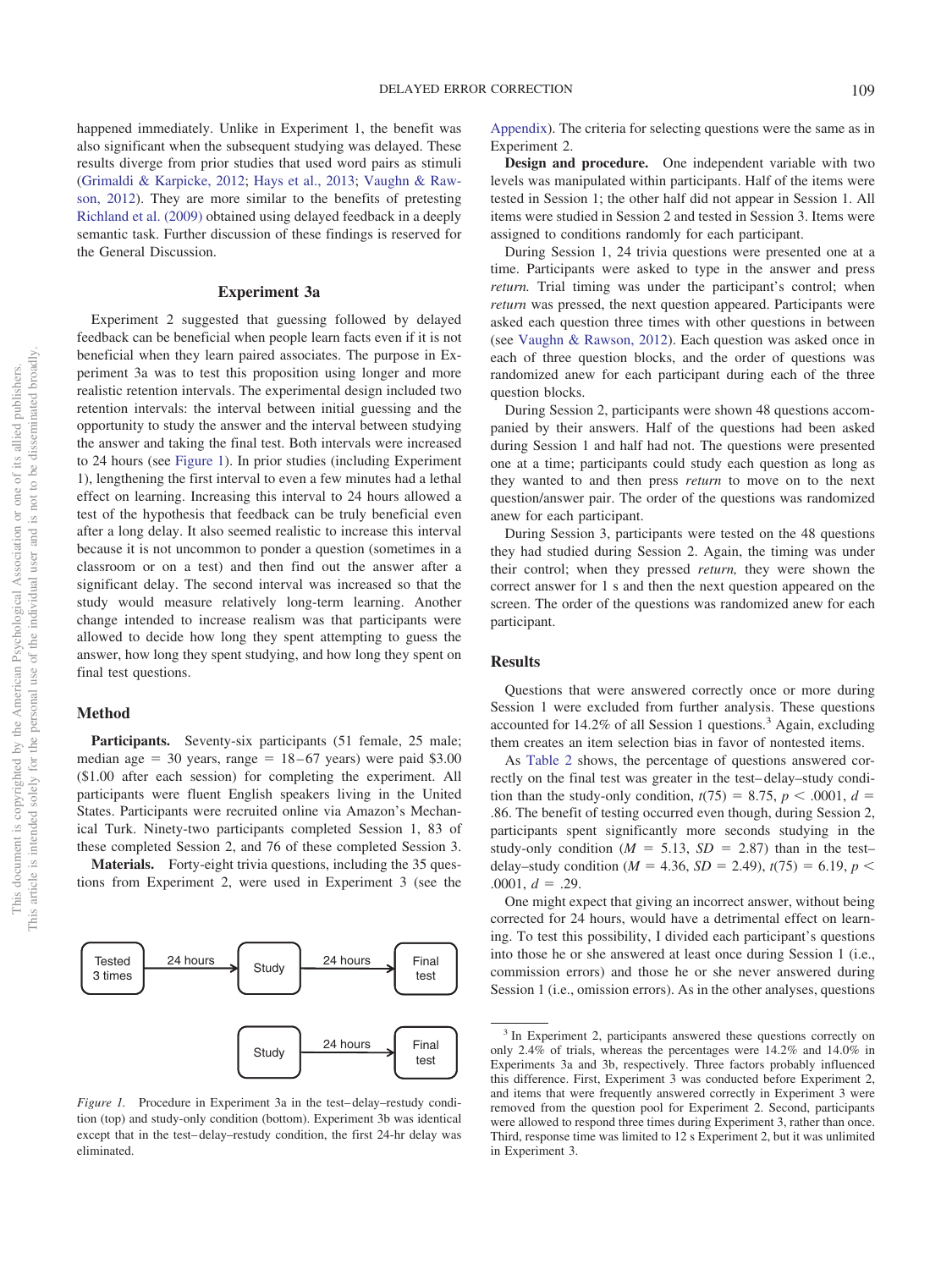happened immediately. Unlike in Experiment 1, the benefit was also significant when the subsequent studying was delayed. These results diverge from prior studies that used word pairs as stimuli (Grimaldi & Karpicke, 2012; Hays et al., 2013; Vaughn & Rawson, 2012). They are more similar to the benefits of pretesting Richland et al. (2009) obtained using delayed feedback in a deeply semantic task. Further discussion of these findings is reserved for the General Discussion.

## Experiment 3a

Experiment 2 suggested that guessing followed by delayed feedback can be beneficial when people learn facts even if it is not beneficial when they learn paired associates. The purpose in Experiment 3a was to test this proposition using longer and more realistic retention intervals. The experimental design included two retention intervals: the interval between initial guessing and the opportunity to study the answer and the interval between studying the answer and taking the final test. Both intervals were increased to 24 hours (see Figure 1). In prior studies (including Experiment 1), lengthening the first interval to even a few minutes had a lethal effect on learning. Increasing this interval to 24 hours allowed a test of the hypothesis that feedback can be truly beneficial even after a long delay. It also seemed realistic to increase this interval because it is not uncommon to ponder a question (sometimes in a classroom or on a test) and then find out the answer after a significant delay. The second interval was increased so that the study would measure relatively long-term learning. Another change intended to increase realism was that participants were allowed to decide how long they spent attempting to guess the answer, how long they spent studying, and how long they spent on final test questions.

### Method

**Participants.** Seventy-six participants (51 female, 25 male; median age = 30 years, range = 18–67 years) were paid \$3.00 (\$1.00 after each session) for completing the experiment. All participants were fluent English speakers living in the United States. Participants were recruited online via Amazon's Mechanical Turk. Ninety-two participants completed Session 1, 83 of these completed Session 2, and 76 of these completed Session 3.

**Materials.** Forty-eight trivia questions, including the 35 questions from Experiment 2, were used in Experiment 3 (see the Appendix). The criteria for selecting questions were the same as in Experiment 2.

**Design and procedure.** One independent variable with two levels was manipulated within participants. Half of the items were tested in Session 1; the other half did not appear in Session 1. All items were studied in Session 2 and tested in Session 3. Items were assigned to conditions randomly for each participant.

During Session 1, 24 trivia questions were presented one at a time. Participants were asked to type in the answer and press *return.* Trial timing was under the participant's control; when *return* was pressed, the next question appeared. Participants were asked each question three times with other questions in between (see Vaughn & Rawson, 2012). Each question was asked once in each of three question blocks, and the order of questions was randomized anew for each participant during each of the three question blocks.

During Session 2, participants were shown 48 questions accompanied by their answers. Half of the questions had been asked during Session 1 and half had not. The questions were presented one at a time; participants could study each question as long as they wanted to and then press *return* to move on to the next question/answer pair. The order of the questions was randomized anew for each participant.

During Session 3, participants were tested on the 48 questions they had studied during Session 2. Again, the timing was under their control; when they pressed *return,* they were shown the correct answer for 1 s and then the next question appeared on the screen. The order of the questions was randomized anew for each participant.

Tested 3 times → 24 hours → Study → 24 hours → Final test

Study → 24 hours → Final test

*Figure 1.* Procedure in Experiment 3a in the test–delay–restudy condition (top) and study-only condition (bottom). Experiment 3b was identical except that in the test–delay–restudy condition, the first 24-hr delay was eliminated.

### Results

Questions that were answered correctly once or more during Session 1 were excluded from further analysis. These questions accounted for 14.2% of all Session 1 questions.[3] Again, excluding them creates an item selection bias in favor of nontested items.

As Table 2 shows, the percentage of questions answered correctly on the final test was greater in the test–delay–study condition than the study-only condition, $t(75) = 8.75$, $p < .0001$, $d = .86$. The benefit of testing occurred even though, during Session 2, participants spent significantly more seconds studying in the study-only condition ($M = 5.13$, $SD = 2.87$) than in the test–delay–study condition ($M = 4.36$, $SD = 2.49$), $t(75) = 6.19$, $p < .0001$, $d = .29$.

One might expect that giving an incorrect answer, without being corrected for 24 hours, would have a detrimental effect on learning. To test this possibility, I divided each participant's questions into those he or she answered at least once during Session 1 (i.e., commission errors) and those he or she never answered during Session 1 (i.e., omission errors). As in the other analyses, questions

[3] In Experiment 2, participants answered these questions correctly on only 2.4% of trials, whereas the percentages were 14.2% and 14.0% in Experiments 3a and 3b, respectively. Three factors probably influenced this difference. First, Experiment 3 was conducted before Experiment 2, and items that were frequently answered correctly in Experiment 3 were removed from the question pool for Experiment 2. Second, participants were allowed to respond three times during Experiment 3, rather than once. Third, response time was limited to 12 s Experiment 2, but it was unlimited in Experiment 3.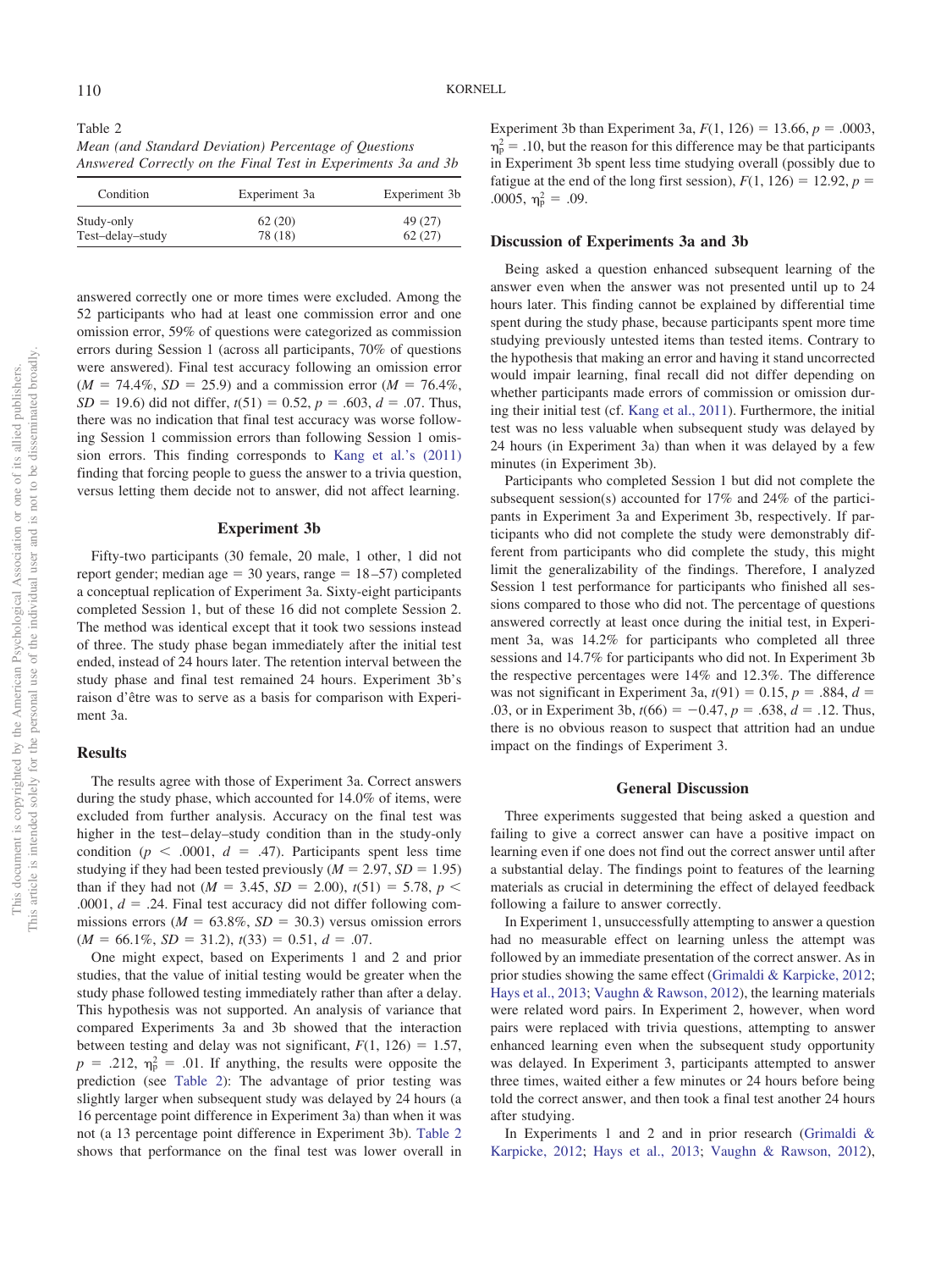Table 2
*Mean (and Standard Deviation) Percentage of Questions Answered Correctly on the Final Test in Experiments 3a and 3b*

| Condition | Experiment 3a | Experiment 3b |
|---|---|---|
| Study-only | 62 (20) | 49 (27) |
| Test–delay–study | 78 (18) | 62 (27) |

answered correctly one or more times were excluded. Among the 52 participants who had at least one commission error and one omission error, 59% of questions were categorized as commission errors during Session 1 (across all participants, 70% of questions were answered). Final test accuracy following an omission error ($M$ = 74.4%, $SD$ = 25.9) and a commission error ($M$ = 76.4%, $SD$ = 19.6) did not differ, $t(51) = 0.52$, $p = .603$, $d = .07$. Thus, there was no indication that final test accuracy was worse following Session 1 commission errors than following Session 1 omission errors. This finding corresponds to Kang et al.'s (2011) finding that forcing people to guess the answer to a trivia question, versus letting them decide not to answer, did not affect learning.

## Experiment 3b

Fifty-two participants (30 female, 20 male, 1 other, 1 did not report gender; median age = 30 years, range = 18–57) completed a conceptual replication of Experiment 3a. Sixty-eight participants completed Session 1, but of these 16 did not complete Session 2. The method was identical except that it took two sessions instead of three. The study phase began immediately after the initial test ended, instead of 24 hours later. The retention interval between the study phase and final test remained 24 hours. Experiment 3b's raison d'être was to serve as a basis for comparison with Experiment 3a.

### Results

The results agree with those of Experiment 3a. Correct answers during the study phase, which accounted for 14.0% of items, were excluded from further analysis. Accuracy on the final test was higher in the test–delay–study condition than in the study-only condition ($p < .0001$, $d = .47$). Participants spent less time studying if they had been tested previously ($M$ = 2.97, $SD$ = 1.95) than if they had not ($M$ = 3.45, $SD$ = 2.00), $t(51) = 5.78$, $p < .0001$, $d = .24$. Final test accuracy did not differ following commissions errors ($M$ = 63.8%, $SD$ = 30.3) versus omission errors ($M$ = 66.1%, $SD$ = 31.2), $t(33) = 0.51$, $d = .07$.

One might expect, based on Experiments 1 and 2 and prior studies, that the value of initial testing would be greater when the study phase followed testing immediately rather than after a delay. This hypothesis was not supported. An analysis of variance that compared Experiments 3a and 3b showed that the interaction between testing and delay was not significant, $F(1, 126) = 1.57$, $p = .212$, $\eta_p^2 = .01$. If anything, the results were opposite the prediction (see Table 2): The advantage of prior testing was slightly larger when subsequent study was delayed by 24 hours (a 16 percentage point difference in Experiment 3a) than when it was not (a 13 percentage point difference in Experiment 3b). Table 2 shows that performance on the final test was lower overall in Experiment 3b than Experiment 3a, $F(1, 126) = 13.66$, $p = .0003$, $\eta_p^2 = .10$, but the reason for this difference may be that participants in Experiment 3b spent less time studying overall (possibly due to fatigue at the end of the long first session), $F(1, 126) = 12.92$, $p = .0005$, $\eta_p^2 = .09$.

### Discussion of Experiments 3a and 3b

Being asked a question enhanced subsequent learning of the answer even when the answer was not presented until up to 24 hours later. This finding cannot be explained by differential time spent during the study phase, because participants spent more time studying previously untested items than tested items. Contrary to the hypothesis that making an error and having it stand uncorrected would impair learning, final recall did not differ depending on whether participants made errors of commission or omission during their initial test (cf. Kang et al., 2011). Furthermore, the initial test was no less valuable when subsequent study was delayed by 24 hours (in Experiment 3a) than when it was delayed by a few minutes (in Experiment 3b).

Participants who completed Session 1 but did not complete the subsequent session(s) accounted for 17% and 24% of the participants in Experiment 3a and Experiment 3b, respectively. If participants who did not complete the study were demonstrably different from participants who did complete the study, this might limit the generalizability of the findings. Therefore, I analyzed Session 1 test performance for participants who finished all sessions compared to those who did not. The percentage of questions answered correctly at least once during the initial test, in Experiment 3a, was 14.2% for participants who completed all three sessions and 14.7% for participants who did not. In Experiment 3b the respective percentages were 14% and 12.3%. The difference was not significant in Experiment 3a, $t(91) = 0.15$, $p = .884$, $d = .03$, or in Experiment 3b, $t(66) = -0.47$, $p = .638$, $d = .12$. Thus, there is no obvious reason to suspect that attrition had an undue impact on the findings of Experiment 3.

## General Discussion

Three experiments suggested that being asked a question and failing to give a correct answer can have a positive impact on learning even if one does not find out the correct answer until after a substantial delay. The findings point to features of the learning materials as crucial in determining the effect of delayed feedback following a failure to answer correctly.

In Experiment 1, unsuccessfully attempting to answer a question had no measurable effect on learning unless the attempt was followed by an immediate presentation of the correct answer. As in prior studies showing the same effect (Grimaldi & Karpicke, 2012; Hays et al., 2013; Vaughn & Rawson, 2012), the learning materials were related word pairs. In Experiment 2, however, when word pairs were replaced with trivia questions, attempting to answer enhanced learning even when the subsequent study opportunity was delayed. In Experiment 3, participants attempted to answer three times, waited either a few minutes or 24 hours before being told the correct answer, and then took a final test another 24 hours after studying.

In Experiments 1 and 2 and in prior research (Grimaldi & Karpicke, 2012; Hays et al., 2013; Vaughn & Rawson, 2012),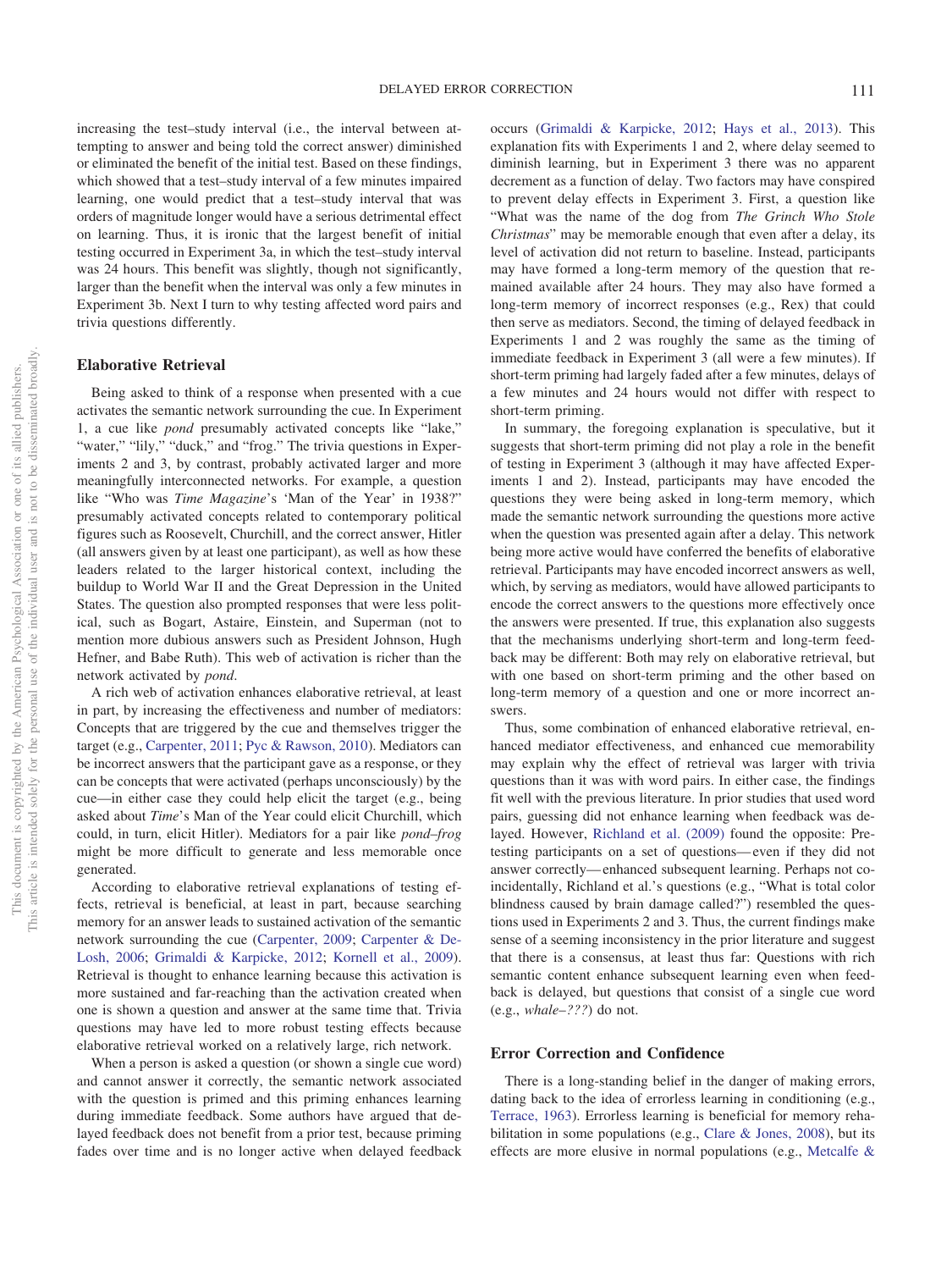increasing the test–study interval (i.e., the interval between attempting to answer and being told the correct answer) diminished or eliminated the benefit of the initial test. Based on these findings, which showed that a test–study interval of a few minutes impaired learning, one would predict that a test–study interval that was orders of magnitude longer would have a serious detrimental effect on learning. Thus, it is ironic that the largest benefit of initial testing occurred in Experiment 3a, in which the test–study interval was 24 hours. This benefit was slightly, though not significantly, larger than the benefit when the interval was only a few minutes in Experiment 3b. Next I turn to why testing affected word pairs and trivia questions differently.

## Elaborative Retrieval

Being asked to think of a response when presented with a cue activates the semantic network surrounding the cue. In Experiment 1, a cue like *pond* presumably activated concepts like "lake," "water," "lily," "duck," and "frog." The trivia questions in Experiments 2 and 3, by contrast, probably activated larger and more meaningfully interconnected networks. For example, a question like "Who was *Time Magazine*'s 'Man of the Year' in 1938?" presumably activated concepts related to contemporary political figures such as Roosevelt, Churchill, and the correct answer, Hitler (all answers given by at least one participant), as well as how these leaders related to the larger historical context, including the buildup to World War II and the Great Depression in the United States. The question also prompted responses that were less political, such as Bogart, Astaire, Einstein, and Superman (not to mention more dubious answers such as President Johnson, Hugh Hefner, and Babe Ruth). This web of activation is richer than the network activated by *pond*.

A rich web of activation enhances elaborative retrieval, at least in part, by increasing the effectiveness and number of mediators: Concepts that are triggered by the cue and themselves trigger the target (e.g., Carpenter, 2011; Pyc & Rawson, 2010). Mediators can be incorrect answers that the participant gave as a response, or they can be concepts that were activated (perhaps unconsciously) by the cue—in either case they could help elicit the target (e.g., being asked about *Time*'s Man of the Year could elicit Churchill, which could, in turn, elicit Hitler). Mediators for a pair like *pond–frog* might be more difficult to generate and less memorable once generated.

According to elaborative retrieval explanations of testing effects, retrieval is beneficial, at least in part, because searching memory for an answer leads to sustained activation of the semantic network surrounding the cue (Carpenter, 2009; Carpenter & DeLosh, 2006; Grimaldi & Karpicke, 2012; Kornell et al., 2009). Retrieval is thought to enhance learning because this activation is more sustained and far-reaching than the activation created when one is shown a question and answer at the same time that. Trivia questions may have led to more robust testing effects because elaborative retrieval worked on a relatively large, rich network.

When a person is asked a question (or shown a single cue word) and cannot answer it correctly, the semantic network associated with the question is primed and this priming enhances learning during immediate feedback. Some authors have argued that delayed feedback does not benefit from a prior test, because priming fades over time and is no longer active when delayed feedback occurs (Grimaldi & Karpicke, 2012; Hays et al., 2013). This explanation fits with Experiments 1 and 2, where delay seemed to diminish learning, but in Experiment 3 there was no apparent decrement as a function of delay. Two factors may have conspired to prevent delay effects in Experiment 3. First, a question like "What was the name of the dog from *The Grinch Who Stole Christmas*" may be memorable enough that even after a delay, its level of activation did not return to baseline. Instead, participants may have formed a long-term memory of the question that remained available after 24 hours. They may also have formed a long-term memory of incorrect responses (e.g., Rex) that could then serve as mediators. Second, the timing of delayed feedback in Experiments 1 and 2 was roughly the same as the timing of immediate feedback in Experiment 3 (all were a few minutes). If short-term priming had largely faded after a few minutes, delays of a few minutes and 24 hours would not differ with respect to short-term priming.

In summary, the foregoing explanation is speculative, but it suggests that short-term priming did not play a role in the benefit of testing in Experiment 3 (although it may have affected Experiments 1 and 2). Instead, participants may have encoded the questions they were being asked in long-term memory, which made the semantic network surrounding the questions more active when the question was presented again after a delay. This network being more active would have conferred the benefits of elaborative retrieval. Participants may have encoded incorrect answers as well, which, by serving as mediators, would have allowed participants to encode the correct answers to the questions more effectively once the answers were presented. If true, this explanation also suggests that the mechanisms underlying short-term and long-term feedback may be different: Both may rely on elaborative retrieval, but with one based on short-term priming and the other based on long-term memory of a question and one or more incorrect answers.

Thus, some combination of enhanced elaborative retrieval, enhanced mediator effectiveness, and enhanced cue memorability may explain why the effect of retrieval was larger with trivia questions than it was with word pairs. In either case, the findings fit well with the previous literature. In prior studies that used word pairs, guessing did not enhance learning when feedback was delayed. However, Richland et al. (2009) found the opposite: Pretesting participants on a set of questions—even if they did not answer correctly—enhanced subsequent learning. Perhaps not coincidentally, Richland et al.'s questions (e.g., "What is total color blindness caused by brain damage called?") resembled the questions used in Experiments 2 and 3. Thus, the current findings make sense of a seeming inconsistency in the prior literature and suggest that there is a consensus, at least thus far: Questions with rich semantic content enhance subsequent learning even when feedback is delayed, but questions that consist of a single cue word (e.g., *whale–???*) do not.

## Error Correction and Confidence

There is a long-standing belief in the danger of making errors, dating back to the idea of errorless learning in conditioning (e.g., Terrace, 1963). Errorless learning is beneficial for memory rehabilitation in some populations (e.g., Clare & Jones, 2008), but its effects are more elusive in normal populations (e.g., Metcalfe &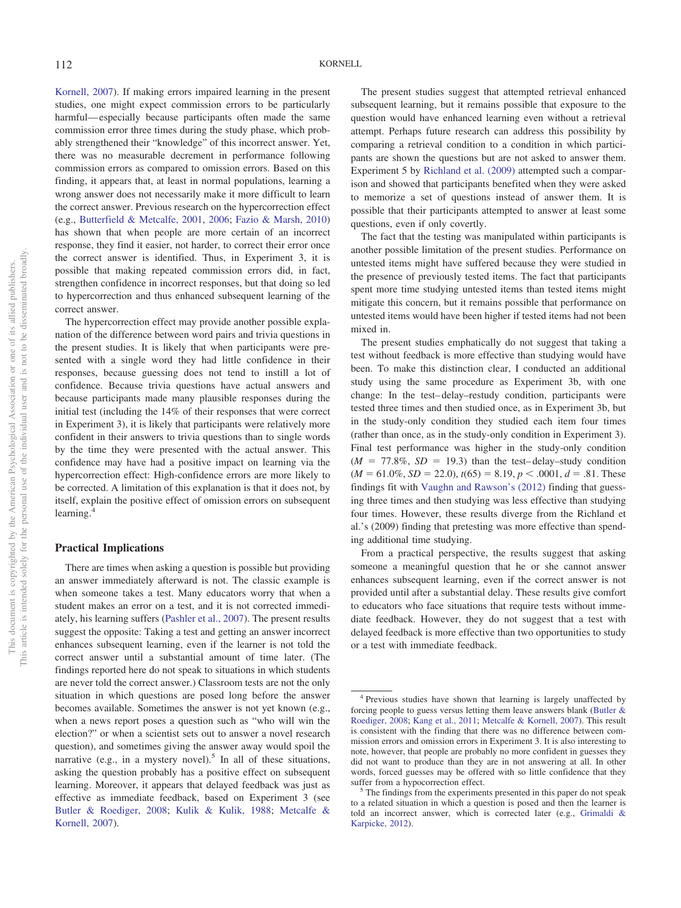Kornell, 2007). If making errors impaired learning in the present studies, one might expect commission errors to be particularly harmful—especially because participants often made the same commission error three times during the study phase, which probably strengthened their "knowledge" of this incorrect answer. Yet, there was no measurable decrement in performance following commission errors as compared to omission errors. Based on this finding, it appears that, at least in normal populations, learning a wrong answer does not necessarily make it more difficult to learn the correct answer. Previous research on the hypercorrection effect (e.g., Butterfield & Metcalfe, 2001, 2006; Fazio & Marsh, 2010) has shown that when people are more certain of an incorrect response, they find it easier, not harder, to correct their error once the correct answer is identified. Thus, in Experiment 3, it is possible that making repeated commission errors did, in fact, strengthen confidence in incorrect responses, but that doing so led to hypercorrection and thus enhanced subsequent learning of the correct answer.

The hypercorrection effect may provide another possible explanation of the difference between word pairs and trivia questions in the present studies. It is likely that when participants were presented with a single word they had little confidence in their responses, because guessing does not tend to instill a lot of confidence. Because trivia questions have actual answers and because participants made many plausible responses during the initial test (including the 14% of their responses that were correct in Experiment 3), it is likely that participants were relatively more confident in their answers to trivia questions than to single words by the time they were presented with the actual answer. This confidence may have had a positive impact on learning via the hypercorrection effect: High-confidence errors are more likely to be corrected. A limitation of this explanation is that it does not, by itself, explain the positive effect of omission errors on subsequent learning.[4]

## Practical Implications

There are times when asking a question is possible but providing an answer immediately afterward is not. The classic example is when someone takes a test. Many educators worry that when a student makes an error on a test, and it is not corrected immediately, his learning suffers (Pashler et al., 2007). The present results suggest the opposite: Taking a test and getting an answer incorrect enhances subsequent learning, even if the learner is not told the correct answer until a substantial amount of time later. (The findings reported here do not speak to situations in which students are never told the correct answer.) Classroom tests are not the only situation in which questions are posed long before the answer becomes available. Sometimes the answer is not yet known (e.g., when a news report poses a question such as "who will win the election?" or when a scientist sets out to answer a novel research question), and sometimes giving the answer away would spoil the narrative (e.g., in a mystery novel).[5] In all of these situations, asking the question probably has a positive effect on subsequent learning. Moreover, it appears that delayed feedback was just as effective as immediate feedback, based on Experiment 3 (see Butler & Roediger, 2008; Kulik & Kulik, 1988; Metcalfe & Kornell, 2007).

The present studies suggest that attempted retrieval enhanced subsequent learning, but it remains possible that exposure to the question would have enhanced learning even without a retrieval attempt. Perhaps future research can address this possibility by comparing a retrieval condition to a condition in which participants are shown the questions but are not asked to answer them. Experiment 5 by Richland et al. (2009) attempted such a comparison and showed that participants benefited when they were asked to memorize a set of questions instead of answer them. It is possible that their participants attempted to answer at least some questions, even if only covertly.

The fact that the testing was manipulated within participants is another possible limitation of the present studies. Performance on untested items might have suffered because they were studied in the presence of previously tested items. The fact that participants spent more time studying untested items than tested items might mitigate this concern, but it remains possible that performance on untested items would have been higher if tested items had not been mixed in.

The present studies emphatically do not suggest that taking a test without feedback is more effective than studying would have been. To make this distinction clear, I conducted an additional study using the same procedure as Experiment 3b, with one change: In the test–delay–restudy condition, participants were tested three times and then studied once, as in Experiment 3b, but in the study-only condition they studied each item four times (rather than once, as in the study-only condition in Experiment 3). Final test performance was higher in the study-only condition ($M$ = 77.8%, $SD$ = 19.3) than the test–delay–study condition ($M$ = 61.0%, $SD$ = 22.0), $t(65) = 8.19$, $p < .0001$, $d = .81$. These findings fit with Vaughn and Rawson's (2012) finding that guessing three times and then studying was less effective than studying four times. However, these results diverge from the Richland et al.'s (2009) finding that pretesting was more effective than spending additional time studying.

From a practical perspective, the results suggest that asking someone a meaningful question that he or she cannot answer enhances subsequent learning, even if the correct answer is not provided until after a substantial delay. These results give comfort to educators who face situations that require tests without immediate feedback. However, they do not suggest that a test with delayed feedback is more effective than two opportunities to study or a test with immediate feedback.

---

[4] Previous studies have shown that learning is largely unaffected by forcing people to guess versus letting them leave answers blank (Butler & Roediger, 2008; Kang et al., 2011; Metcalfe & Kornell, 2007). This result is consistent with the finding that there was no difference between commission errors and omission errors in Experiment 3. It is also interesting to note, however, that people are probably no more confident in guesses they did not want to produce than they are in not answering at all. In other words, forced guesses may be offered with so little confidence that they suffer from a hypocorrection effect.

[5] The findings from the experiments presented in this paper do not speak to a related situation in which a question is posed and then the learner is told an incorrect answer, which is corrected later (e.g., Grimaldi & Karpicke, 2012).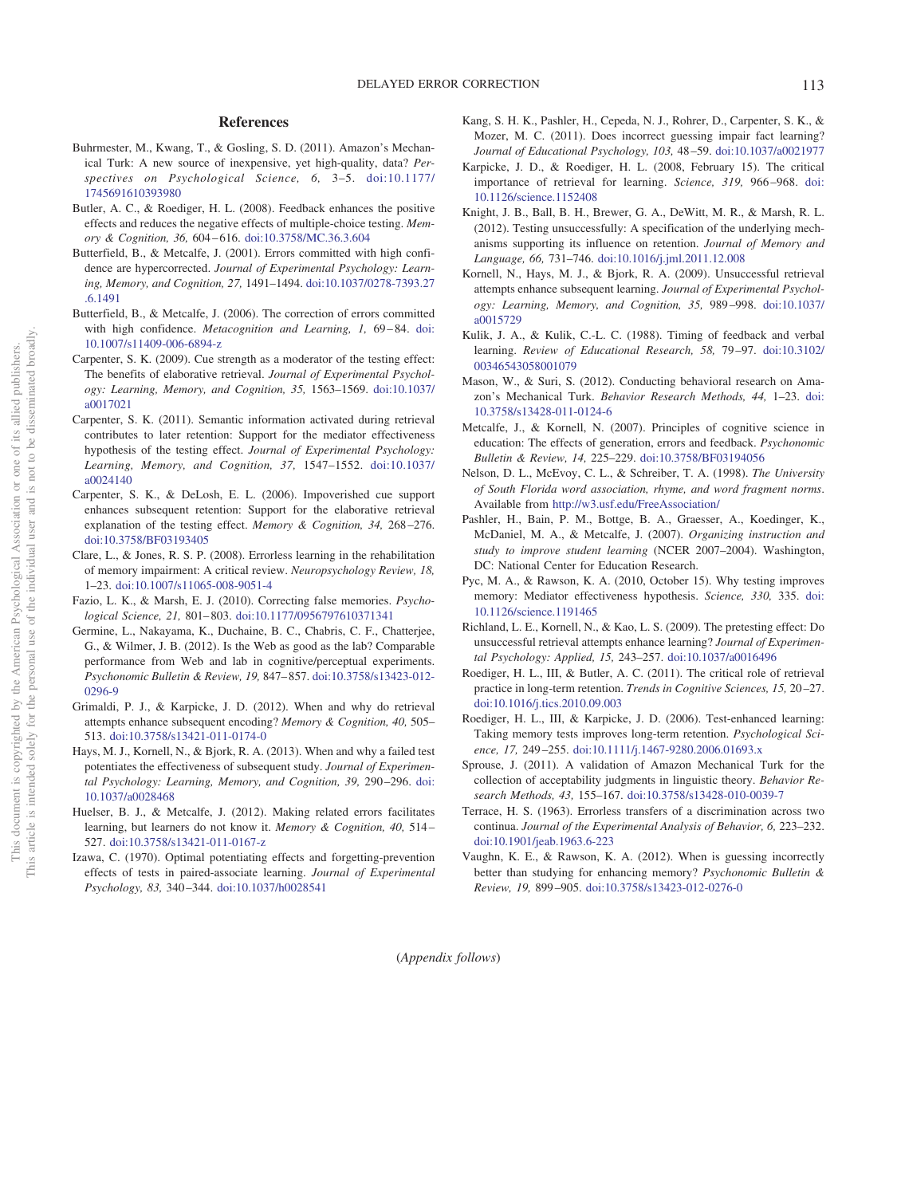## References

Buhrmester, M., Kwang, T., & Gosling, S. D. (2011). Amazon's Mechanical Turk: A new source of inexpensive, yet high-quality, data? *Perspectives on Psychological Science, 6,* 3–5. doi:10.1177/1745691610393980

Butler, A. C., & Roediger, H. L. (2008). Feedback enhances the positive effects and reduces the negative effects of multiple-choice testing. *Memory & Cognition, 36,* 604–616. doi:10.3758/MC.36.3.604

Butterfield, B., & Metcalfe, J. (2001). Errors committed with high confidence are hypercorrected. *Journal of Experimental Psychology: Learning, Memory, and Cognition, 27,* 1491–1494. doi:10.1037/0278-7393.27.6.1491

Butterfield, B., & Metcalfe, J. (2006). The correction of errors committed with high confidence. *Metacognition and Learning, 1,* 69–84. doi:10.1007/s11409-006-6894-z

Carpenter, S. K. (2009). Cue strength as a moderator of the testing effect: The benefits of elaborative retrieval. *Journal of Experimental Psychology: Learning, Memory, and Cognition, 35,* 1563–1569. doi:10.1037/a0017021

Carpenter, S. K. (2011). Semantic information activated during retrieval contributes to later retention: Support for the mediator effectiveness hypothesis of the testing effect. *Journal of Experimental Psychology: Learning, Memory, and Cognition, 37,* 1547–1552. doi:10.1037/a0024140

Carpenter, S. K., & DeLosh, E. L. (2006). Impoverished cue support enhances subsequent retention: Support for the elaborative retrieval explanation of the testing effect. *Memory & Cognition, 34,* 268–276. doi:10.3758/BF03193405

Clare, L., & Jones, R. S. P. (2008). Errorless learning in the rehabilitation of memory impairment: A critical review. *Neuropsychology Review, 18,* 1–23. doi:10.1007/s11065-008-9051-4

Fazio, L. K., & Marsh, E. J. (2010). Correcting false memories. *Psychological Science, 21,* 801–803. doi:10.1177/0956797610371341

Germine, L., Nakayama, K., Duchaine, B. C., Chabris, C. F., Chatterjee, G., & Wilmer, J. B. (2012). Is the Web as good as the lab? Comparable performance from Web and lab in cognitive/perceptual experiments. *Psychonomic Bulletin & Review, 19,* 847–857. doi:10.3758/s13423-012-0296-9

Grimaldi, P. J., & Karpicke, J. D. (2012). When and why do retrieval attempts enhance subsequent encoding? *Memory & Cognition, 40,* 505–513. doi:10.3758/s13421-011-0174-0

Hays, M. J., Kornell, N., & Bjork, R. A. (2013). When and why a failed test potentiates the effectiveness of subsequent study. *Journal of Experimental Psychology: Learning, Memory, and Cognition, 39,* 290–296. doi:10.1037/a0028468

Huelser, B. J., & Metcalfe, J. (2012). Making related errors facilitates learning, but learners do not know it. *Memory & Cognition, 40,* 514–527. doi:10.3758/s13421-011-0167-z

Izawa, C. (1970). Optimal potentiating effects and forgetting-prevention effects of tests in paired-associate learning. *Journal of Experimental Psychology, 83,* 340–344. doi:10.1037/h0028541

Kang, S. H. K., Pashler, H., Cepeda, N. J., Rohrer, D., Carpenter, S. K., & Mozer, M. C. (2011). Does incorrect guessing impair fact learning? *Journal of Educational Psychology, 103,* 48–59. doi:10.1037/a0021977

Karpicke, J. D., & Roediger, H. L. (2008, February 15). The critical importance of retrieval for learning. *Science, 319,* 966–968. doi:10.1126/science.1152408

Knight, J. B., Ball, B. H., Brewer, G. A., DeWitt, M. R., & Marsh, R. L. (2012). Testing unsuccessfully: A specification of the underlying mechanisms supporting its influence on retention. *Journal of Memory and Language, 66,* 731–746. doi:10.1016/j.jml.2011.12.008

Kornell, N., Hays, M. J., & Bjork, R. A. (2009). Unsuccessful retrieval attempts enhance subsequent learning. *Journal of Experimental Psychology: Learning, Memory, and Cognition, 35,* 989–998. doi:10.1037/a0015729

Kulik, J. A., & Kulik, C.-L. C. (1988). Timing of feedback and verbal learning. *Review of Educational Research, 58,* 79–97. doi:10.3102/00346543058001079

Mason, W., & Suri, S. (2012). Conducting behavioral research on Amazon's Mechanical Turk. *Behavior Research Methods, 44,* 1–23. doi:10.3758/s13428-011-0124-6

Metcalfe, J., & Kornell, N. (2007). Principles of cognitive science in education: The effects of generation, errors and feedback. *Psychonomic Bulletin & Review, 14,* 225–229. doi:10.3758/BF03194056

Nelson, D. L., McEvoy, C. L., & Schreiber, T. A. (1998). *The University of South Florida word association, rhyme, and word fragment norms*. Available from http://w3.usf.edu/FreeAssociation/

Pashler, H., Bain, P. M., Bottge, B. A., Graesser, A., Koedinger, K., McDaniel, M. A., & Metcalfe, J. (2007). *Organizing instruction and study to improve student learning* (NCER 2007–2004). Washington, DC: National Center for Education Research.

Pyc, M. A., & Rawson, K. A. (2010, October 15). Why testing improves memory: Mediator effectiveness hypothesis. *Science, 330,* 335. doi:10.1126/science.1191465

Richland, L. E., Kornell, N., & Kao, L. S. (2009). The pretesting effect: Do unsuccessful retrieval attempts enhance learning? *Journal of Experimental Psychology: Applied, 15,* 243–257. doi:10.1037/a0016496

Roediger, H. L., III, & Butler, A. C. (2011). The critical role of retrieval practice in long-term retention. *Trends in Cognitive Sciences, 15,* 20–27. doi:10.1016/j.tics.2010.09.003

Roediger, H. L., III, & Karpicke, J. D. (2006). Test-enhanced learning: Taking memory tests improves long-term retention. *Psychological Science, 17,* 249–255. doi:10.1111/j.1467-9280.2006.01693.x

Sprouse, J. (2011). A validation of Amazon Mechanical Turk for the collection of acceptability judgments in linguistic theory. *Behavior Research Methods, 43,* 155–167. doi:10.3758/s13428-010-0039-7

Terrace, H. S. (1963). Errorless transfers of a discrimination across two continua. *Journal of the Experimental Analysis of Behavior, 6,* 223–232. doi:10.1901/jeab.1963.6-223

Vaughn, K. E., & Rawson, K. A. (2012). When is guessing incorrectly better than studying for enhancing memory? *Psychonomic Bulletin & Review, 19,* 899–905. doi:10.3758/s13423-012-0276-0

(*Appendix follows*)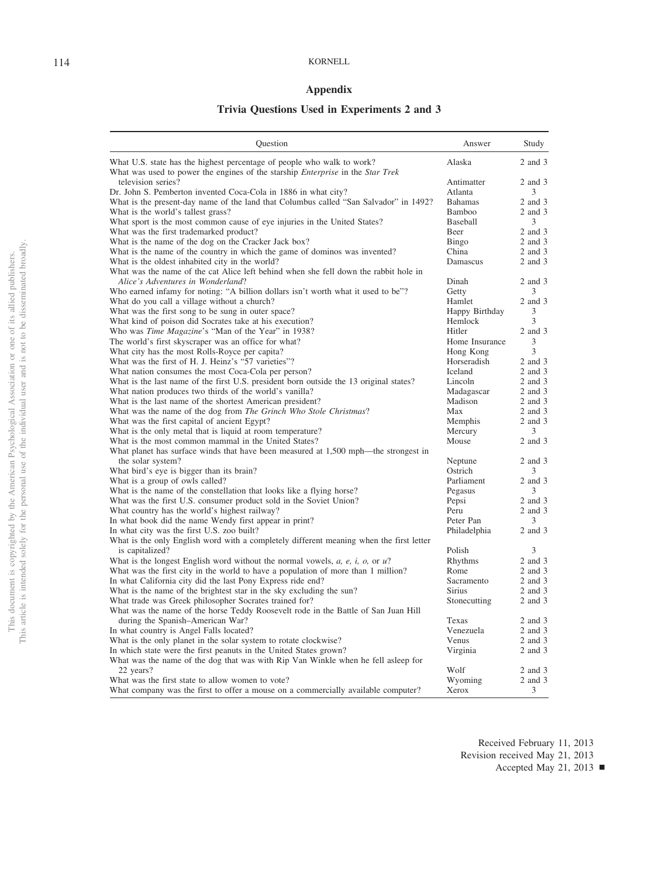# Appendix

## Trivia Questions Used in Experiments 2 and 3

| Question | Answer | Study |
|---|---|---|
| What U.S. state has the highest percentage of people who walk to work? | Alaska | 2 and 3 |
| What was used to power the engines of the starship *Enterprise* in the *Star Trek* television series? | Antimatter | 2 and 3 |
| Dr. John S. Pemberton invented Coca-Cola in 1886 in what city? | Atlanta | 3 |
| What is the present-day name of the land that Columbus called "San Salvador" in 1492? | Bahamas | 2 and 3 |
| What is the world's tallest grass? | Bamboo | 2 and 3 |
| What sport is the most common cause of eye injuries in the United States? | Baseball | 3 |
| What was the first trademarked product? | Beer | 2 and 3 |
| What is the name of the dog on the Cracker Jack box? | Bingo | 2 and 3 |
| What is the name of the country in which the game of dominos was invented? | China | 2 and 3 |
| What is the oldest inhabited city in the world? | Damascus | 2 and 3 |
| What was the name of the cat Alice left behind when she fell down the rabbit hole in *Alice's Adventures in Wonderland*? | Dinah | 2 and 3 |
| Who earned infamy for noting: "A billion dollars isn't worth what it used to be"? | Getty | 3 |
| What do you call a village without a church? | Hamlet | 2 and 3 |
| What was the first song to be sung in outer space? | Happy Birthday | 3 |
| What kind of poison did Socrates take at his execution? | Hemlock | 3 |
| Who was *Time Magazine*'s "Man of the Year" in 1938? | Hitler | 2 and 3 |
| The world's first skyscraper was an office for what? | Home Insurance | 3 |
| What city has the most Rolls-Royce per capita? | Hong Kong | 3 |
| What was the first of H. J. Heinz's "57 varieties"? | Horseradish | 2 and 3 |
| What nation consumes the most Coca-Cola per person? | Iceland | 2 and 3 |
| What is the last name of the first U.S. president born outside the 13 original states? | Lincoln | 2 and 3 |
| What nation produces two thirds of the world's vanilla? | Madagascar | 2 and 3 |
| What is the last name of the shortest American president? | Madison | 2 and 3 |
| What was the name of the dog from *The Grinch Who Stole Christmas*? | Max | 2 and 3 |
| What was the first capital of ancient Egypt? | Memphis | 2 and 3 |
| What is the only metal that is liquid at room temperature? | Mercury | 3 |
| What is the most common mammal in the United States? | Mouse | 2 and 3 |
| What planet has surface winds that have been measured at 1,500 mph—the strongest in the solar system? | Neptune | 2 and 3 |
| What bird's eye is bigger than its brain? | Ostrich | 3 |
| What is a group of owls called? | Parliament | 2 and 3 |
| What is the name of the constellation that looks like a flying horse? | Pegasus | 3 |
| What was the first U.S. consumer product sold in the Soviet Union? | Pepsi | 2 and 3 |
| What country has the world's highest railway? | Peru | 2 and 3 |
| In what book did the name Wendy first appear in print? | Peter Pan | 3 |
| In what city was the first U.S. zoo built? | Philadelphia | 2 and 3 |
| What is the only English word with a completely different meaning when the first letter is capitalized? | Polish | 3 |
| What is the longest English word without the normal vowels, *a, e, i, o,* or *u*? | Rhythms | 2 and 3 |
| What was the first city in the world to have a population of more than 1 million? | Rome | 2 and 3 |
| In what California city did the last Pony Express ride end? | Sacramento | 2 and 3 |
| What is the name of the brightest star in the sky excluding the sun? | Sirius | 2 and 3 |
| What trade was Greek philosopher Socrates trained for? | Stonecutting | 2 and 3 |
| What was the name of the horse Teddy Roosevelt rode in the Battle of San Juan Hill during the Spanish–American War? | Texas | 2 and 3 |
| In what country is Angel Falls located? | Venezuela | 2 and 3 |
| What is the only planet in the solar system to rotate clockwise? | Venus | 2 and 3 |
| In which state were the first peanuts in the United States grown? | Virginia | 2 and 3 |
| What was the name of the dog that was with Rip Van Winkle when he fell asleep for 22 years? | Wolf | 2 and 3 |
| What was the first state to allow women to vote? | Wyoming | 2 and 3 |
| What company was the first to offer a mouse on a commercially available computer? | Xerox | 3 |

Received February 11, 2013
Revision received May 21, 2013
Accepted May 21, 2013 ■